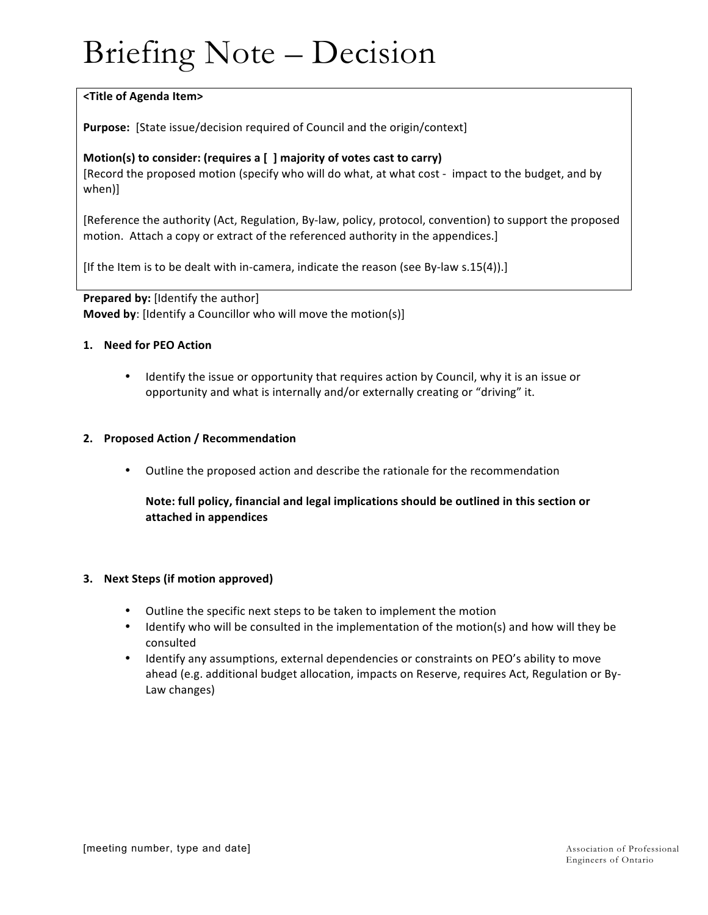# Briefing Note – Decision

**<Title of Agenda Item>**

**Purpose:** [State issue/decision required of Council and the origin/context]

**Motion(s) to consider: (requires a [ ] majority of votes cast to carry)**
[Record the proposed motion (specify who will do what, at what cost - impact to the budget, and by when)]

[Reference the authority (Act, Regulation, By-law, policy, protocol, convention) to support the proposed motion. Attach a copy or extract of the referenced authority in the appendices.]

[If the Item is to be dealt with in-camera, indicate the reason (see By-law s.15(4)).]

**Prepared by:** [Identify the author]
**Moved by**: [Identify a Councillor who will move the motion(s)]

**1. Need for PEO Action**

- Identify the issue or opportunity that requires action by Council, why it is an issue or opportunity and what is internally and/or externally creating or "driving" it.

**2. Proposed Action / Recommendation**

- Outline the proposed action and describe the rationale for the recommendation

  **Note: full policy, financial and legal implications should be outlined in this section or attached in appendices**

**3. Next Steps (if motion approved)**

- Outline the specific next steps to be taken to implement the motion
- Identify who will be consulted in the implementation of the motion(s) and how will they be consulted
- Identify any assumptions, external dependencies or constraints on PEO's ability to move ahead (e.g. additional budget allocation, impacts on Reserve, requires Act, Regulation or By-Law changes)

[meeting number, type and date]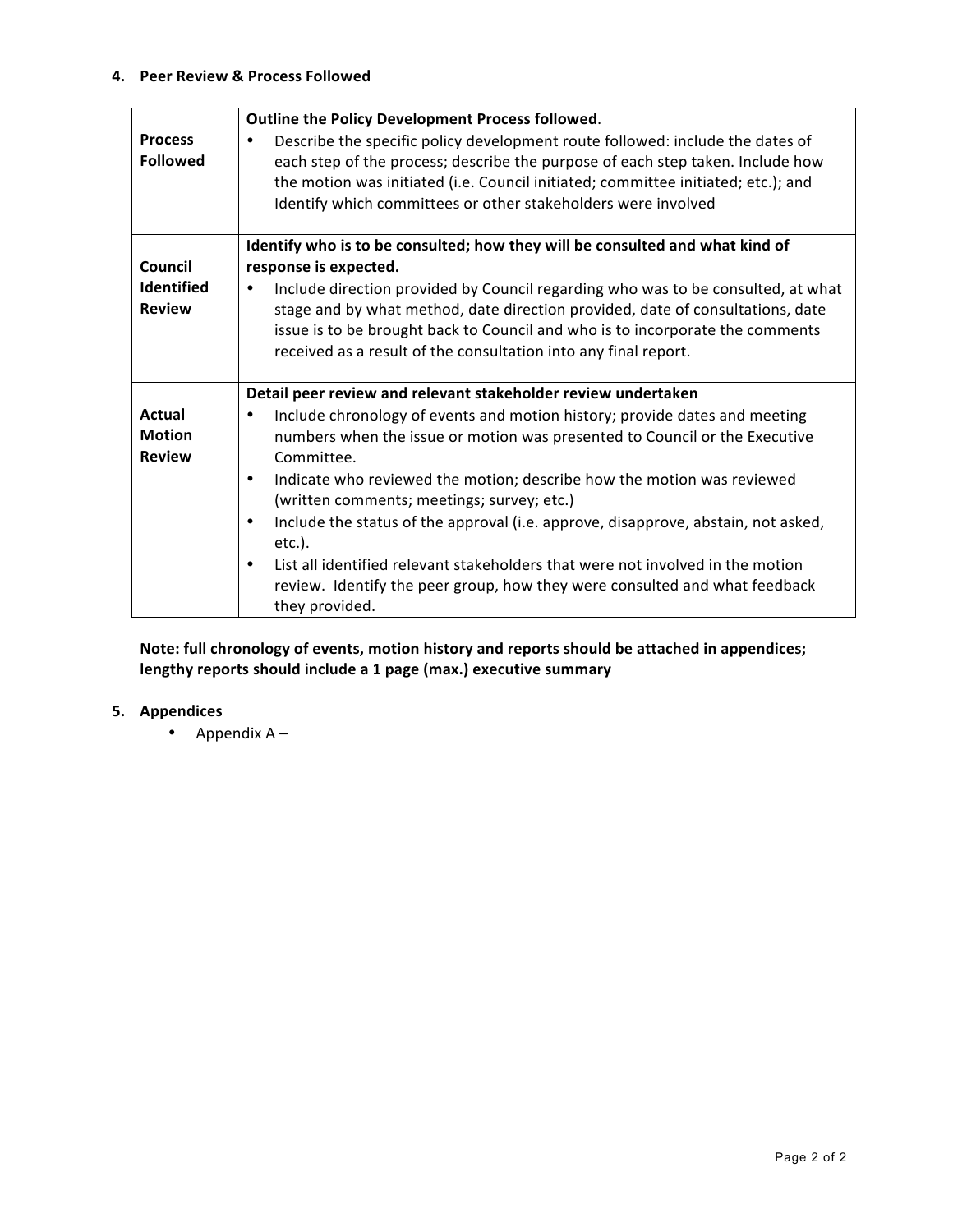## 4. Peer Review & Process Followed

| | |
|---|---|
| **Process Followed** | **Outline the Policy Development Process followed**.<br>• Describe the specific policy development route followed: include the dates of each step of the process; describe the purpose of each step taken. Include how the motion was initiated (i.e. Council initiated; committee initiated; etc.); and Identify which committees or other stakeholders were involved |
| **Council Identified Review** | **Identify who is to be consulted; how they will be consulted and what kind of response is expected.**<br>• Include direction provided by Council regarding who was to be consulted, at what stage and by what method, date direction provided, date of consultations, date issue is to be brought back to Council and who is to incorporate the comments received as a result of the consultation into any final report. |
| **Actual Motion Review** | **Detail peer review and relevant stakeholder review undertaken**<br>• Include chronology of events and motion history; provide dates and meeting numbers when the issue or motion was presented to Council or the Executive Committee.<br>• Indicate who reviewed the motion; describe how the motion was reviewed (written comments; meetings; survey; etc.)<br>• Include the status of the approval (i.e. approve, disapprove, abstain, not asked, etc.).<br>• List all identified relevant stakeholders that were not involved in the motion review. Identify the peer group, how they were consulted and what feedback they provided. |

**Note: full chronology of events, motion history and reports should be attached in appendices; lengthy reports should include a 1 page (max.) executive summary**

## 5. Appendices

- Appendix A –